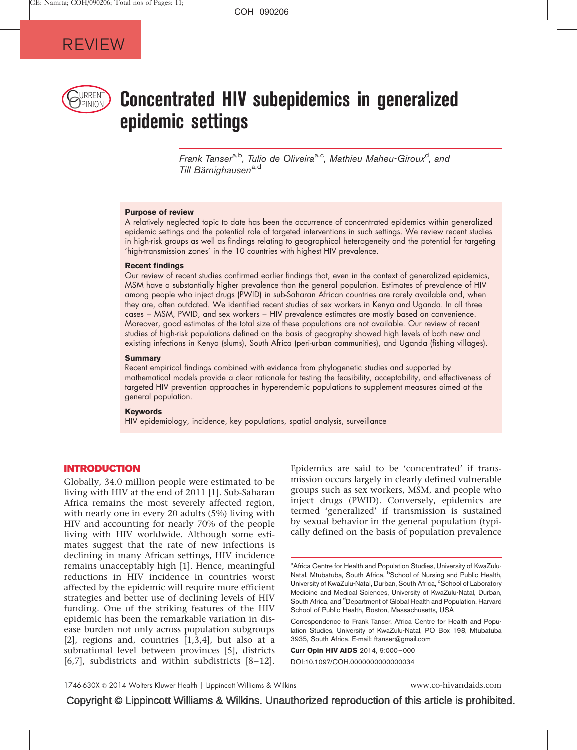REVIEW

# Concentrated HIV subepidemics in generalized epidemic settings

Frank Tanser[a,b], Tulio de Oliveira[a,c], Mathieu Maheu-Giroux[d], and Till Bärnighausen[a,d]

**Purpose of review**

A relatively neglected topic to date has been the occurrence of concentrated epidemics within generalized epidemic settings and the potential role of targeted interventions in such settings. We review recent studies in high-risk groups as well as findings relating to geographical heterogeneity and the potential for targeting 'high-transmission zones' in the 10 countries with highest HIV prevalence.

**Recent findings**

Our review of recent studies confirmed earlier findings that, even in the context of generalized epidemics, MSM have a substantially higher prevalence than the general population. Estimates of prevalence of HIV among people who inject drugs (PWID) in sub-Saharan African countries are rarely available and, when they are, often outdated. We identified recent studies of sex workers in Kenya and Uganda. In all three cases – MSM, PWID, and sex workers – HIV prevalence estimates are mostly based on convenience. Moreover, good estimates of the total size of these populations are not available. Our review of recent studies of high-risk populations defined on the basis of geography showed high levels of both new and existing infections in Kenya (slums), South Africa (peri-urban communities), and Uganda (fishing villages).

**Summary**

Recent empirical findings combined with evidence from phylogenetic studies and supported by mathematical models provide a clear rationale for testing the feasibility, acceptability, and effectiveness of targeted HIV prevention approaches in hyperendemic populations to supplement measures aimed at the general population.

**Keywords**

HIV epidemiology, incidence, key populations, spatial analysis, surveillance

## INTRODUCTION

Globally, 34.0 million people were estimated to be living with HIV at the end of 2011 [1]. Sub-Saharan Africa remains the most severely affected region, with nearly one in every 20 adults (5%) living with HIV and accounting for nearly 70% of the people living with HIV worldwide. Although some estimates suggest that the rate of new infections is declining in many African settings, HIV incidence remains unacceptably high [1]. Hence, meaningful reductions in HIV incidence in countries worst affected by the epidemic will require more efficient strategies and better use of declining levels of HIV funding. One of the striking features of the HIV epidemic has been the remarkable variation in disease burden not only across population subgroups [2], regions and, countries [1,3,4], but also at a subnational level between provinces [5], districts [6,7], subdistricts and within subdistricts [8–12]. Epidemics are said to be 'concentrated' if transmission occurs largely in clearly defined vulnerable groups such as sex workers, MSM, and people who inject drugs (PWID). Conversely, epidemics are termed 'generalized' if transmission is sustained by sexual behavior in the general population (typically defined on the basis of population prevalence

[a]Africa Centre for Health and Population Studies, University of KwaZulu-Natal, Mtubatuba, South Africa, [b]School of Nursing and Public Health, University of KwaZulu-Natal, Durban, South Africa, [c]School of Laboratory Medicine and Medical Sciences, University of KwaZulu-Natal, Durban, South Africa, and [d]Department of Global Health and Population, Harvard School of Public Health, Boston, Massachusetts, USA

Correspondence to Frank Tanser, Africa Centre for Health and Population Studies, University of KwaZulu-Natal, PO Box 198, Mtubatuba 3935, South Africa. E-mail: ftanser@gmail.com

**Curr Opin HIV AIDS** 2014, 9:000–000

DOI:10.1097/COH.0000000000000034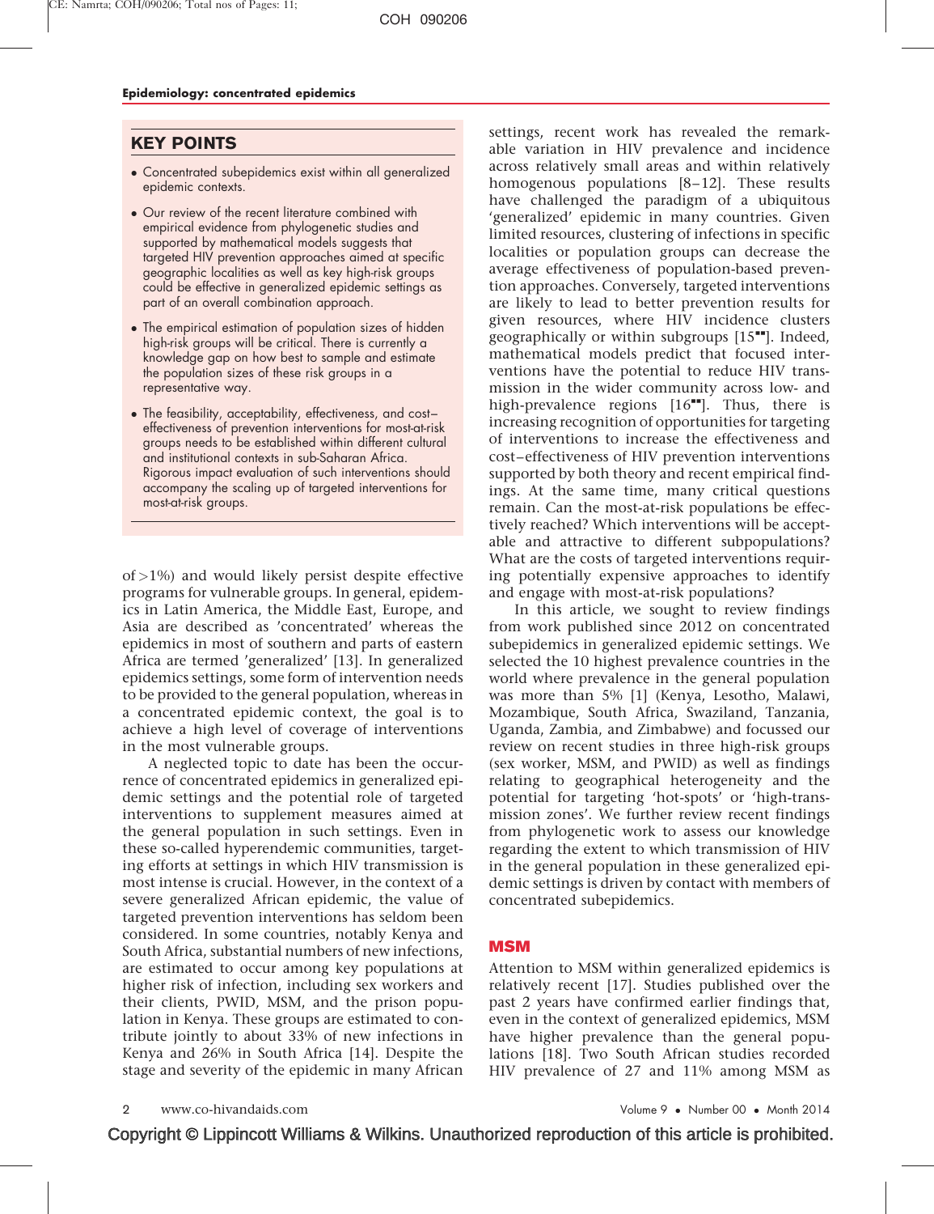## KEY POINTS

- Concentrated subepidemics exist within all generalized epidemic contexts.
- Our review of the recent literature combined with empirical evidence from phylogenetic studies and supported by mathematical models suggests that targeted HIV prevention approaches aimed at specific geographic localities as well as key high-risk groups could be effective in generalized epidemic settings as part of an overall combination approach.
- The empirical estimation of population sizes of hidden high-risk groups will be critical. There is currently a knowledge gap on how best to sample and estimate the population sizes of these risk groups in a representative way.
- The feasibility, acceptability, effectiveness, and cost–effectiveness of prevention interventions for most-at-risk groups needs to be established within different cultural and institutional contexts in sub-Saharan Africa. Rigorous impact evaluation of such interventions should accompany the scaling up of targeted interventions for most-at-risk groups.

of >1%) and would likely persist despite effective programs for vulnerable groups. In general, epidemics in Latin America, the Middle East, Europe, and Asia are described as 'concentrated' whereas the epidemics in most of southern and parts of eastern Africa are termed 'generalized' [13]. In generalized epidemics settings, some form of intervention needs to be provided to the general population, whereas in a concentrated epidemic context, the goal is to achieve a high level of coverage of interventions in the most vulnerable groups.

A neglected topic to date has been the occurrence of concentrated epidemics in generalized epidemic settings and the potential role of targeted interventions to supplement measures aimed at the general population in such settings. Even in these so-called hyperendemic communities, targeting efforts at settings in which HIV transmission is most intense is crucial. However, in the context of a severe generalized African epidemic, the value of targeted prevention interventions has seldom been considered. In some countries, notably Kenya and South Africa, substantial numbers of new infections, are estimated to occur among key populations at higher risk of infection, including sex workers and their clients, PWID, MSM, and the prison population in Kenya. These groups are estimated to contribute jointly to about 33% of new infections in Kenya and 26% in South Africa [14]. Despite the stage and severity of the epidemic in many African settings, recent work has revealed the remarkable variation in HIV prevalence and incidence across relatively small areas and within relatively homogenous populations [8–12]. These results have challenged the paradigm of a ubiquitous 'generalized' epidemic in many countries. Given limited resources, clustering of infections in specific localities or population groups can decrease the average effectiveness of population-based prevention approaches. Conversely, targeted interventions are likely to lead to better prevention results for given resources, where HIV incidence clusters geographically or within subgroups [15■■]. Indeed, mathematical models predict that focused interventions have the potential to reduce HIV transmission in the wider community across low- and high-prevalence regions [16■■]. Thus, there is increasing recognition of opportunities for targeting of interventions to increase the effectiveness and cost–effectiveness of HIV prevention interventions supported by both theory and recent empirical findings. At the same time, many critical questions remain. Can the most-at-risk populations be effectively reached? Which interventions will be acceptable and attractive to different subpopulations? What are the costs of targeted interventions requiring potentially expensive approaches to identify and engage with most-at-risk populations?

In this article, we sought to review findings from work published since 2012 on concentrated subepidemics in generalized epidemic settings. We selected the 10 highest prevalence countries in the world where prevalence in the general population was more than 5% [1] (Kenya, Lesotho, Malawi, Mozambique, South Africa, Swaziland, Tanzania, Uganda, Zambia, and Zimbabwe) and focussed our review on recent studies in three high-risk groups (sex worker, MSM, and PWID) as well as findings relating to geographical heterogeneity and the potential for targeting 'hot-spots' or 'high-transmission zones'. We further review recent findings from phylogenetic work to assess our knowledge regarding the extent to which transmission of HIV in the general population in these generalized epidemic settings is driven by contact with members of concentrated subepidemics.

## MSM

Attention to MSM within generalized epidemics is relatively recent [17]. Studies published over the past 2 years have confirmed earlier findings that, even in the context of generalized epidemics, MSM have higher prevalence than the general populations [18]. Two South African studies recorded HIV prevalence of 27 and 11% among MSM as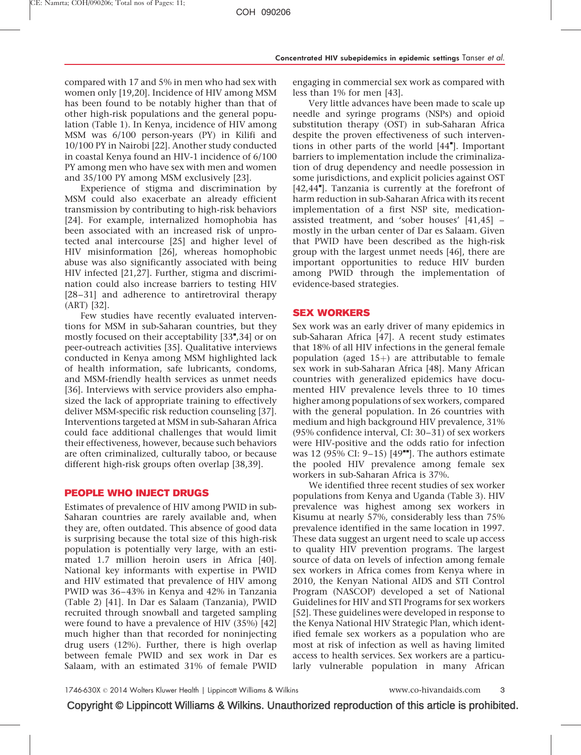compared with 17 and 5% in men who had sex with women only [19,20]. Incidence of HIV among MSM has been found to be notably higher than that of other high-risk populations and the general population (Table 1). In Kenya, incidence of HIV among MSM was 6/100 person-years (PY) in Kilifi and 10/100 PY in Nairobi [22]. Another study conducted in coastal Kenya found an HIV-1 incidence of 6/100 PY among men who have sex with men and women and 35/100 PY among MSM exclusively [23].

Experience of stigma and discrimination by MSM could also exacerbate an already efficient transmission by contributing to high-risk behaviors [24]. For example, internalized homophobia has been associated with an increased risk of unprotected anal intercourse [25] and higher level of HIV misinformation [26], whereas homophobic abuse was also significantly associated with being HIV infected [21,27]. Further, stigma and discrimination could also increase barriers to testing HIV [28–31] and adherence to antiretroviral therapy (ART) [32].

Few studies have recently evaluated interventions for MSM in sub-Saharan countries, but they mostly focused on their acceptability [33▪,34] or on peer-outreach activities [35]. Qualitative interviews conducted in Kenya among MSM highlighted lack of health information, safe lubricants, condoms, and MSM-friendly health services as unmet needs [36]. Interviews with service providers also emphasized the lack of appropriate training to effectively deliver MSM-specific risk reduction counseling [37]. Interventions targeted at MSM in sub-Saharan Africa could face additional challenges that would limit their effectiveness, however, because such behaviors are often criminalized, culturally taboo, or because different high-risk groups often overlap [38,39].

## PEOPLE WHO INJECT DRUGS

Estimates of prevalence of HIV among PWID in sub-Saharan countries are rarely available and, when they are, often outdated. This absence of good data is surprising because the total size of this high-risk population is potentially very large, with an estimated 1.7 million heroin users in Africa [40]. National key informants with expertise in PWID and HIV estimated that prevalence of HIV among PWID was 36–43% in Kenya and 42% in Tanzania (Table 2) [41]. In Dar es Salaam (Tanzania), PWID recruited through snowball and targeted sampling were found to have a prevalence of HIV (35%) [42] much higher than that recorded for noninjecting drug users (12%). Further, there is high overlap between female PWID and sex work in Dar es Salaam, with an estimated 31% of female PWID engaging in commercial sex work as compared with less than 1% for men [43].

Very little advances have been made to scale up needle and syringe programs (NSPs) and opioid substitution therapy (OST) in sub-Saharan Africa despite the proven effectiveness of such interventions in other parts of the world [44▪]. Important barriers to implementation include the criminalization of drug dependency and needle possession in some jurisdictions, and explicit policies against OST [42,44▪]. Tanzania is currently at the forefront of harm reduction in sub-Saharan Africa with its recent implementation of a first NSP site, medication-assisted treatment, and 'sober houses' [41,45] – mostly in the urban center of Dar es Salaam. Given that PWID have been described as the high-risk group with the largest unmet needs [46], there are important opportunities to reduce HIV burden among PWID through the implementation of evidence-based strategies.

## SEX WORKERS

Sex work was an early driver of many epidemics in sub-Saharan Africa [47]. A recent study estimates that 18% of all HIV infections in the general female population (aged 15+) are attributable to female sex work in sub-Saharan Africa [48]. Many African countries with generalized epidemics have documented HIV prevalence levels three to 10 times higher among populations of sex workers, compared with the general population. In 26 countries with medium and high background HIV prevalence, 31% (95% confidence interval, CI: 30–31) of sex workers were HIV-positive and the odds ratio for infection was 12 (95% CI: 9–15) [49▪▪]. The authors estimate the pooled HIV prevalence among female sex workers in sub-Saharan Africa is 37%.

We identified three recent studies of sex worker populations from Kenya and Uganda (Table 3). HIV prevalence was highest among sex workers in Kisumu at nearly 57%, considerably less than 75% prevalence identified in the same location in 1997. These data suggest an urgent need to scale up access to quality HIV prevention programs. The largest source of data on levels of infection among female sex workers in Africa comes from Kenya where in 2010, the Kenyan National AIDS and STI Control Program (NASCOP) developed a set of National Guidelines for HIV and STI Programs for sex workers [52]. These guidelines were developed in response to the Kenya National HIV Strategic Plan, which identified female sex workers as a population who are most at risk of infection as well as having limited access to health services. Sex workers are a particularly vulnerable population in many African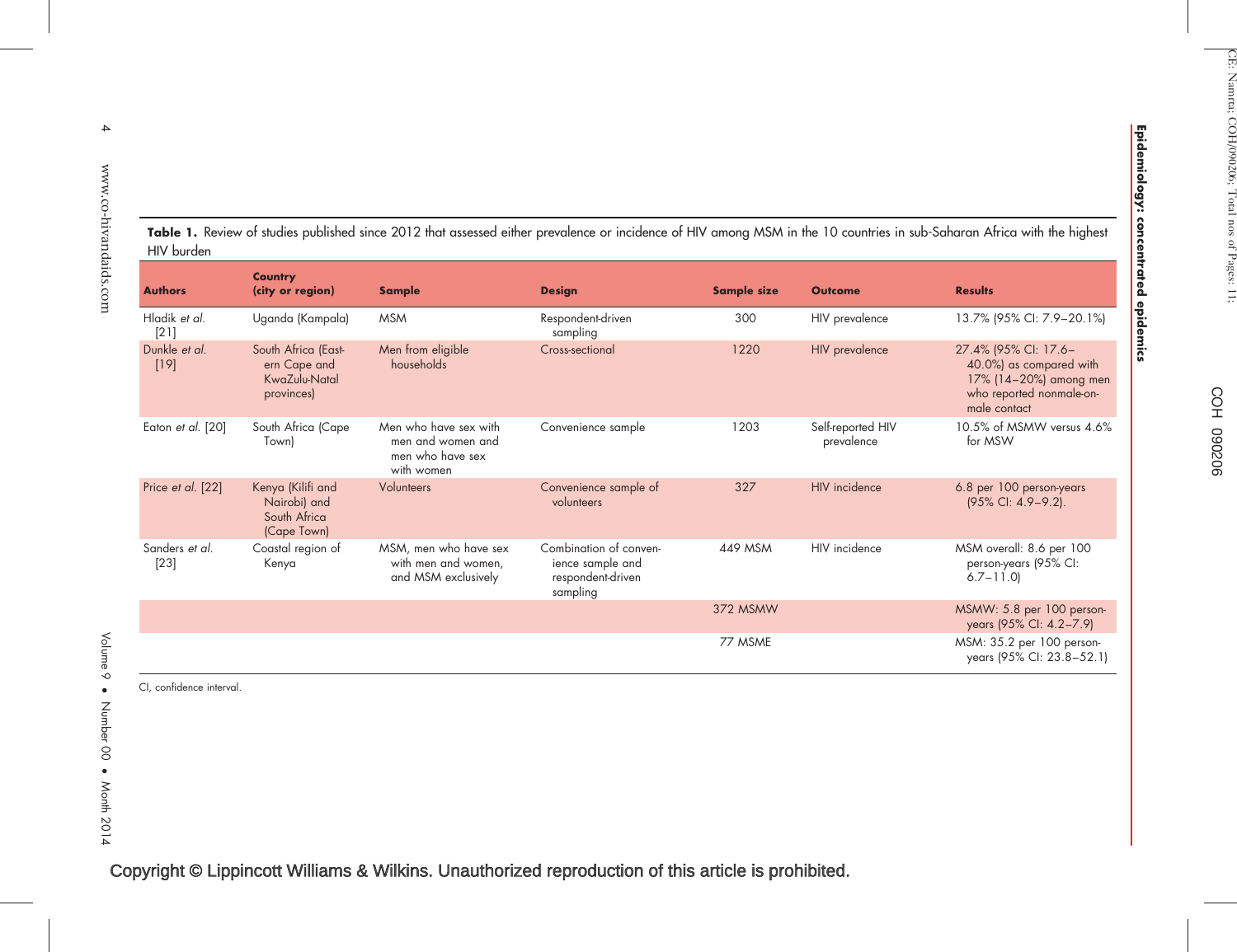**Table 1.** Review of studies published since 2012 that assessed either prevalence or incidence of HIV among MSM in the 10 countries in sub-Saharan Africa with the highest HIV burden

| Authors | Country (city or region) | Sample | Design | Sample size | Outcome | Results |
|---|---|---|---|---|---|---|
| Hladik *et al.* [21] | Uganda (Kampala) | MSM | Respondent-driven sampling | 300 | HIV prevalence | 13.7% (95% CI: 7.9–20.1%) |
| Dunkle *et al.* [19] | South Africa (Eastern Cape and KwaZulu-Natal provinces) | Men from eligible households | Cross-sectional | 1220 | HIV prevalence | 27.4% (95% CI: 17.6–40.0%) as compared with 17% (14–20%) among men who reported nonmale-on-male contact |
| Eaton *et al.* [20] | South Africa (Cape Town) | Men who have sex with men and women and men who have sex with women | Convenience sample | 1203 | Self-reported HIV prevalence | 10.5% of MSMW versus 4.6% for MSW |
| Price *et al.* [22] | Kenya (Kilifi and Nairobi) and South Africa (Cape Town) | Volunteers | Convenience sample of volunteers | 327 | HIV incidence | 6.8 per 100 person-years (95% CI: 4.9–9.2). |
| Sanders *et al.* [23] | Coastal region of Kenya | MSM, men who have sex with men and women, and MSM exclusively | Combination of convenience sample and respondent-driven sampling | 449 MSM | HIV incidence | MSM overall: 8.6 per 100 person-years (95% CI: 6.7–11.0) |
| | | | | 372 MSMW | | MSMW: 5.8 per 100 person-years (95% CI: 4.2–7.9) |
| | | | | 77 MSME | | MSM: 35.2 per 100 person-years (95% CI: 23.8–52.1) |

CI, confidence interval.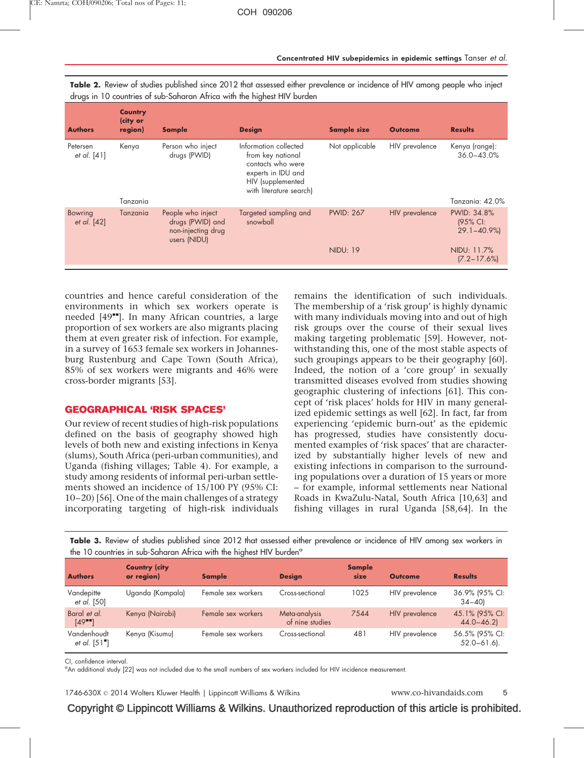**Table 2.** Review of studies published since 2012 that assessed either prevalence or incidence of HIV among people who inject drugs in 10 countries of sub-Saharan Africa with the highest HIV burden

| Authors | Country (city or region) | Sample | Design | Sample size | Outcome | Results |
|---|---|---|---|---|---|---|
| Petersen *et al.* [41] | Kenya | Person who inject drugs (PWID) | Information collected from key national contacts who were experts in IDU and HIV (supplemented with literature search) | Not applicable | HIV prevalence | Kenya (range): 36.0–43.0% |
| | Tanzania | | | | | Tanzania: 42.0% |
| Bowring *et al.* [42] | Tanzania | People who inject drugs (PWID) and non-injecting drug users (NIDU) | Targeted sampling and snowball | PWID: 267 | HIV prevalence | PWID: 34.8% (95% CI: 29.1–40.9%) |
| | | | | NIDU: 19 | | NIDU: 11.7% (7.2–17.6%) |

countries and hence careful consideration of the environments in which sex workers operate is needed [49••]. In many African countries, a large proportion of sex workers are also migrants placing them at even greater risk of infection. For example, in a survey of 1653 female sex workers in Johannesburg Rustenburg and Cape Town (South Africa), 85% of sex workers were migrants and 46% were cross-border migrants [53].

## GEOGRAPHICAL 'RISK SPACES'

Our review of recent studies of high-risk populations defined on the basis of geography showed high levels of both new and existing infections in Kenya (slums), South Africa (peri-urban communities), and Uganda (fishing villages; Table 4). For example, a study among residents of informal peri-urban settlements showed an incidence of 15/100 PY (95% CI: 10–20) [56]. One of the main challenges of a strategy incorporating targeting of high-risk individuals remains the identification of such individuals. The membership of a 'risk group' is highly dynamic with many individuals moving into and out of high risk groups over the course of their sexual lives making targeting problematic [59]. However, notwithstanding this, one of the most stable aspects of such groupings appears to be their geography [60]. Indeed, the notion of a 'core group' in sexually transmitted diseases evolved from studies showing geographic clustering of infections [61]. This concept of 'risk places' holds for HIV in many generalized epidemic settings as well [62]. In fact, far from experiencing 'epidemic burn-out' as the epidemic has progressed, studies have consistently documented examples of 'risk spaces' that are characterized by substantially higher levels of new and existing infections in comparison to the surrounding populations over a duration of 15 years or more – for example, informal settlements near National Roads in KwaZulu-Natal, South Africa [10,63] and fishing villages in rural Uganda [58,64]. In the

**Table 3.** Review of studies published since 2012 that assessed either prevalence or incidence of HIV among sex workers in the 10 countries in sub-Saharan Africa with the highest HIV burden[a]

| Authors | Country (city or region) | Sample | Design | Sample size | Outcome | Results |
|---|---|---|---|---|---|---|
| Vandepitte *et al.* [50] | Uganda (Kampala) | Female sex workers | Cross-sectional | 1025 | HIV prevalence | 36.9% (95% CI: 34–40) |
| Baral *et al.* [49••] | Kenya (Nairobi) | Female sex workers | Meta-analysis of nine studies | 7544 | HIV prevalence | 45.1% (95% CI: 44.0–46.2) |
| Vandenhoudt *et al.* [51•] | Kenya (Kisumu) | Female sex workers | Cross-sectional | 481 | HIV prevalence | 56.5% (95% CI: 52.0–61.6). |

CI, confidence interval.
[a]An additional study [22] was not included due to the small numbers of sex workers included for HIV incidence measurement.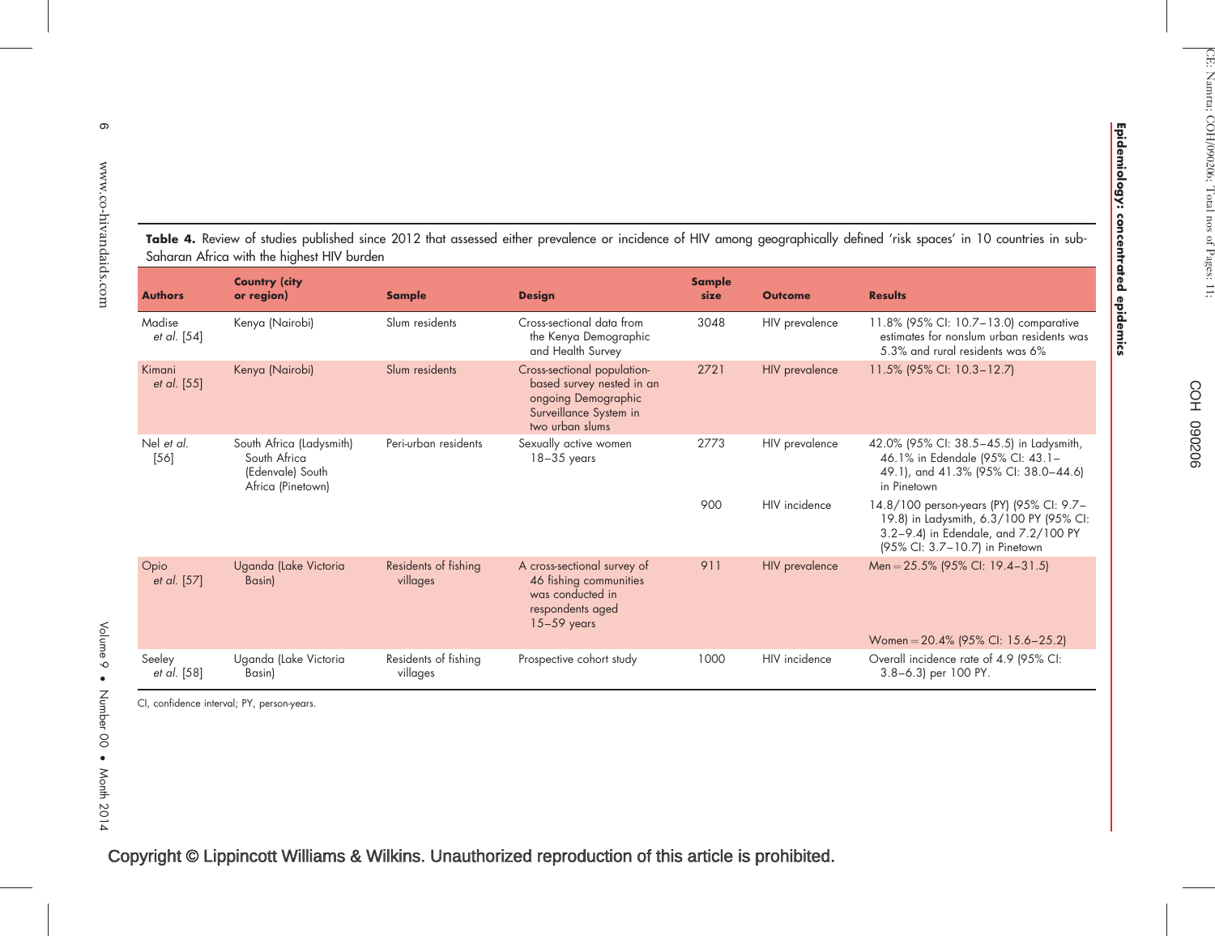**Table 4.** Review of studies published since 2012 that assessed either prevalence or incidence of HIV among geographically defined 'risk spaces' in 10 countries in sub-Saharan Africa with the highest HIV burden

| Authors | Country (city or region) | Sample | Design | Sample size | Outcome | Results |
|---|---|---|---|---|---|---|
| Madise *et al.* [54] | Kenya (Nairobi) | Slum residents | Cross-sectional data from the Kenya Demographic and Health Survey | 3048 | HIV prevalence | 11.8% (95% CI: 10.7–13.0) comparative estimates for nonslum urban residents was 5.3% and rural residents was 6% |
| Kimani *et al.* [55] | Kenya (Nairobi) | Slum residents | Cross-sectional population-based survey nested in an ongoing Demographic Surveillance System in two urban slums | 2721 | HIV prevalence | 11.5% (95% CI: 10.3–12.7) |
| Nel *et al.* [56] | South Africa (Ladysmith) South Africa (Edenvale) South Africa (Pinetown) | Peri-urban residents | Sexually active women 18–35 years | 2773 | HIV prevalence | 42.0% (95% CI: 38.5–45.5) in Ladysmith, 46.1% in Edendale (95% CI: 43.1–49.1), and 41.3% (95% CI: 38.0–44.6) in Pinetown |
| | | | | 900 | HIV incidence | 14.8/100 person-years (PY) (95% CI: 9.7–19.8) in Ladysmith, 6.3/100 PY (95% CI: 3.2–9.4) in Edendale, and 7.2/100 PY (95% CI: 3.7–10.7) in Pinetown |
| Opio *et al.* [57] | Uganda (Lake Victoria Basin) | Residents of fishing villages | A cross-sectional survey of 46 fishing communities was conducted in respondents aged 15–59 years | 911 | HIV prevalence | Men = 25.5% (95% CI: 19.4–31.5) Women = 20.4% (95% CI: 15.6–25.2) |
| Seeley *et al.* [58] | Uganda (Lake Victoria Basin) | Residents of fishing villages | Prospective cohort study | 1000 | HIV incidence | Overall incidence rate of 4.9 (95% CI: 3.8–6.3) per 100 PY. |

CI, confidence interval; PY, person-years.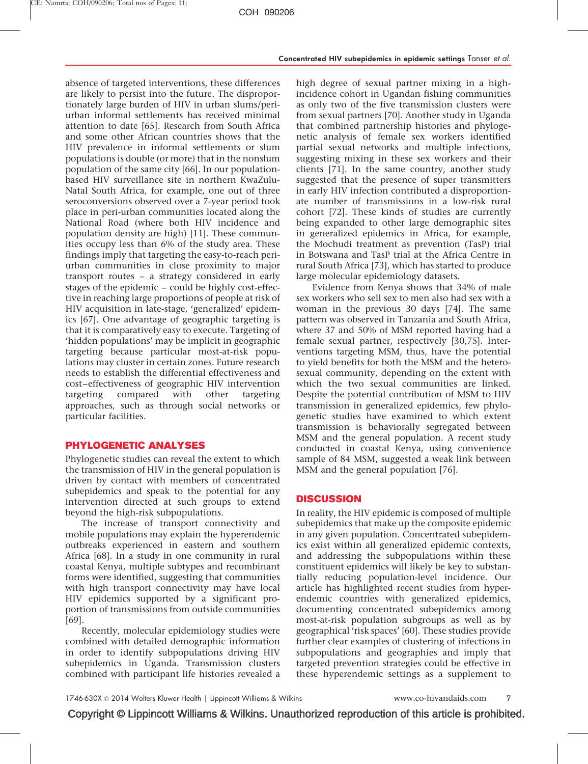absence of targeted interventions, these differences are likely to persist into the future. The disproportionately large burden of HIV in urban slums/peri-urban informal settlements has received minimal attention to date [65]. Research from South Africa and some other African countries shows that the HIV prevalence in informal settlements or slum populations is double (or more) that in the nonslum population of the same city [66]. In our population-based HIV surveillance site in northern KwaZulu-Natal South Africa, for example, one out of three seroconversions observed over a 7-year period took place in peri-urban communities located along the National Road (where both HIV incidence and population density are high) [11]. These communities occupy less than 6% of the study area. These findings imply that targeting the easy-to-reach peri-urban communities in close proximity to major transport routes – a strategy considered in early stages of the epidemic – could be highly cost-effective in reaching large proportions of people at risk of HIV acquisition in late-stage, 'generalized' epidemics [67]. One advantage of geographic targeting is that it is comparatively easy to execute. Targeting of 'hidden populations' may be implicit in geographic targeting because particular most-at-risk populations may cluster in certain zones. Future research needs to establish the differential effectiveness and cost–effectiveness of geographic HIV intervention targeting compared with other targeting approaches, such as through social networks or particular facilities.

## PHYLOGENETIC ANALYSES

Phylogenetic studies can reveal the extent to which the transmission of HIV in the general population is driven by contact with members of concentrated subepidemics and speak to the potential for any intervention directed at such groups to extend beyond the high-risk subpopulations.

The increase of transport connectivity and mobile populations may explain the hyperendemic outbreaks experienced in eastern and southern Africa [68]. In a study in one community in rural coastal Kenya, multiple subtypes and recombinant forms were identified, suggesting that communities with high transport connectivity may have local HIV epidemics supported by a significant proportion of transmissions from outside communities [69].

Recently, molecular epidemiology studies were combined with detailed demographic information in order to identify subpopulations driving HIV subepidemics in Uganda. Transmission clusters combined with participant life histories revealed a high degree of sexual partner mixing in a high-incidence cohort in Ugandan fishing communities as only two of the five transmission clusters were from sexual partners [70]. Another study in Uganda that combined partnership histories and phylogenetic analysis of female sex workers identified partial sexual networks and multiple infections, suggesting mixing in these sex workers and their clients [71]. In the same country, another study suggested that the presence of super transmitters in early HIV infection contributed a disproportionate number of transmissions in a low-risk rural cohort [72]. These kinds of studies are currently being expanded to other large demographic sites in generalized epidemics in Africa, for example, the Mochudi treatment as prevention (TasP) trial in Botswana and TasP trial at the Africa Centre in rural South Africa [73], which has started to produce large molecular epidemiology datasets.

Evidence from Kenya shows that 34% of male sex workers who sell sex to men also had sex with a woman in the previous 30 days [74]. The same pattern was observed in Tanzania and South Africa, where 37 and 50% of MSM reported having had a female sexual partner, respectively [30,75]. Interventions targeting MSM, thus, have the potential to yield benefits for both the MSM and the heterosexual community, depending on the extent with which the two sexual communities are linked. Despite the potential contribution of MSM to HIV transmission in generalized epidemics, few phylogenetic studies have examined to which extent transmission is behaviorally segregated between MSM and the general population. A recent study conducted in coastal Kenya, using convenience sample of 84 MSM, suggested a weak link between MSM and the general population [76].

## DISCUSSION

In reality, the HIV epidemic is composed of multiple subepidemics that make up the composite epidemic in any given population. Concentrated subepidemics exist within all generalized epidemic contexts, and addressing the subpopulations within these constituent epidemics will likely be key to substantially reducing population-level incidence. Our article has highlighted recent studies from hyperendemic countries with generalized epidemics, documenting concentrated subepidemics among most-at-risk population subgroups as well as by geographical 'risk spaces' [60]. These studies provide further clear examples of clustering of infections in subpopulations and geographies and imply that targeted prevention strategies could be effective in these hyperendemic settings as a supplement to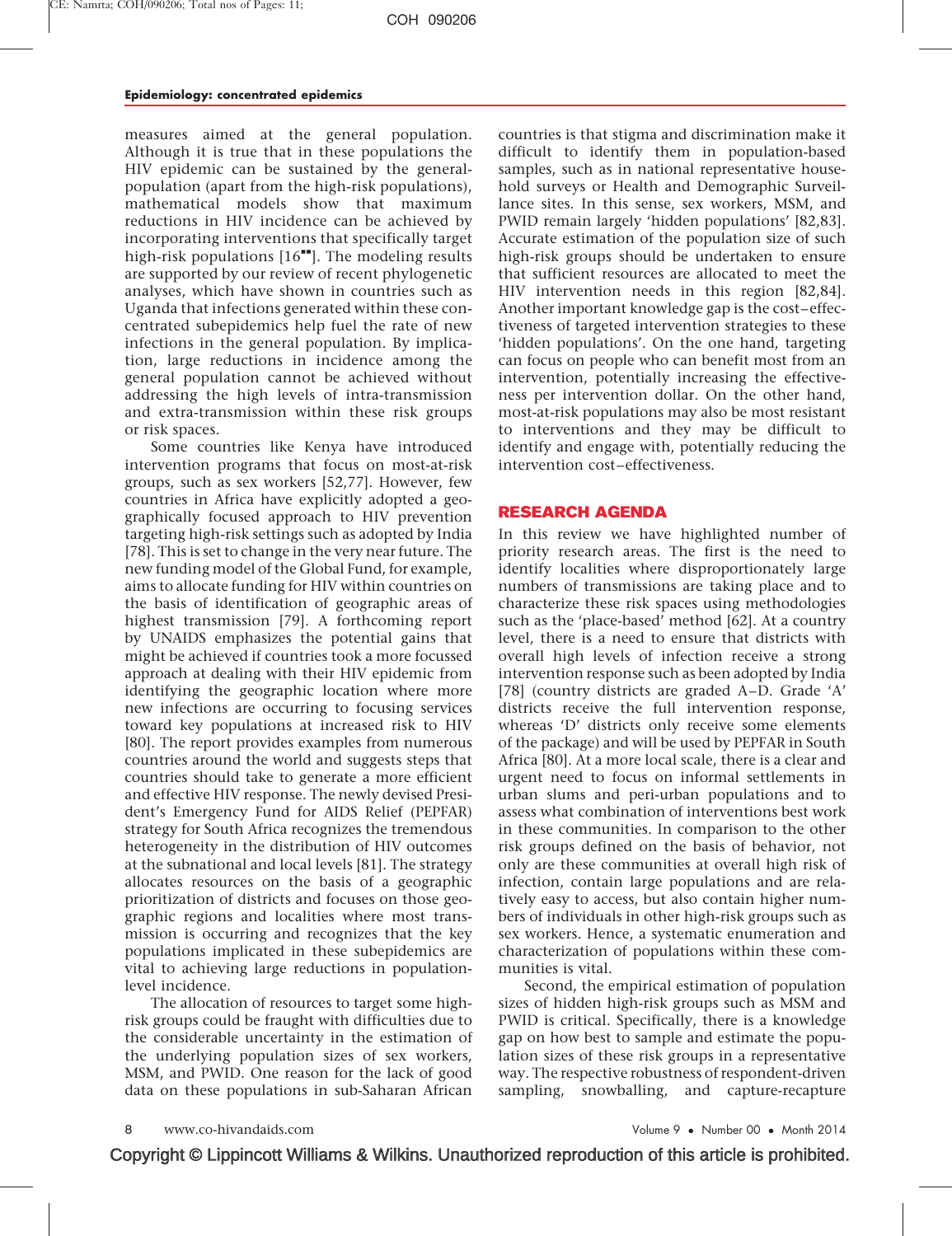measures aimed at the general population. Although it is true that in these populations the HIV epidemic can be sustained by the general-population (apart from the high-risk populations), mathematical models show that maximum reductions in HIV incidence can be achieved by incorporating interventions that specifically target high-risk populations [16■■]. The modeling results are supported by our review of recent phylogenetic analyses, which have shown in countries such as Uganda that infections generated within these concentrated subepidemics help fuel the rate of new infections in the general population. By implication, large reductions in incidence among the general population cannot be achieved without addressing the high levels of intra-transmission and extra-transmission within these risk groups or risk spaces.

Some countries like Kenya have introduced intervention programs that focus on most-at-risk groups, such as sex workers [52,77]. However, few countries in Africa have explicitly adopted a geographically focused approach to HIV prevention targeting high-risk settings such as adopted by India [78]. This is set to change in the very near future. The new funding model of the Global Fund, for example, aims to allocate funding for HIV within countries on the basis of identification of geographic areas of highest transmission [79]. A forthcoming report by UNAIDS emphasizes the potential gains that might be achieved if countries took a more focussed approach at dealing with their HIV epidemic from identifying the geographic location where more new infections are occurring to focusing services toward key populations at increased risk to HIV [80]. The report provides examples from numerous countries around the world and suggests steps that countries should take to generate a more efficient and effective HIV response. The newly devised President's Emergency Fund for AIDS Relief (PEPFAR) strategy for South Africa recognizes the tremendous heterogeneity in the distribution of HIV outcomes at the subnational and local levels [81]. The strategy allocates resources on the basis of a geographic prioritization of districts and focuses on those geographic regions and localities where most transmission is occurring and recognizes that the key populations implicated in these subepidemics are vital to achieving large reductions in population-level incidence.

The allocation of resources to target some high-risk groups could be fraught with difficulties due to the considerable uncertainty in the estimation of the underlying population sizes of sex workers, MSM, and PWID. One reason for the lack of good data on these populations in sub-Saharan African countries is that stigma and discrimination make it difficult to identify them in population-based samples, such as in national representative household surveys or Health and Demographic Surveillance sites. In this sense, sex workers, MSM, and PWID remain largely 'hidden populations' [82,83]. Accurate estimation of the population size of such high-risk groups should be undertaken to ensure that sufficient resources are allocated to meet the HIV intervention needs in this region [82,84]. Another important knowledge gap is the cost–effectiveness of targeted intervention strategies to these 'hidden populations'. On the one hand, targeting can focus on people who can benefit most from an intervention, potentially increasing the effectiveness per intervention dollar. On the other hand, most-at-risk populations may also be most resistant to interventions and they may be difficult to identify and engage with, potentially reducing the intervention cost–effectiveness.

## RESEARCH AGENDA

In this review we have highlighted number of priority research areas. The first is the need to identify localities where disproportionately large numbers of transmissions are taking place and to characterize these risk spaces using methodologies such as the 'place-based' method [62]. At a country level, there is a need to ensure that districts with overall high levels of infection receive a strong intervention response such as been adopted by India [78] (country districts are graded A–D. Grade 'A' districts receive the full intervention response, whereas 'D' districts only receive some elements of the package) and will be used by PEPFAR in South Africa [80]. At a more local scale, there is a clear and urgent need to focus on informal settlements in urban slums and peri-urban populations and to assess what combination of interventions best work in these communities. In comparison to the other risk groups defined on the basis of behavior, not only are these communities at overall high risk of infection, contain large populations and are relatively easy to access, but also contain higher numbers of individuals in other high-risk groups such as sex workers. Hence, a systematic enumeration and characterization of populations within these communities is vital.

Second, the empirical estimation of population sizes of hidden high-risk groups such as MSM and PWID is critical. Specifically, there is a knowledge gap on how best to sample and estimate the population sizes of these risk groups in a representative way. The respective robustness of respondent-driven sampling, snowballing, and capture-recapture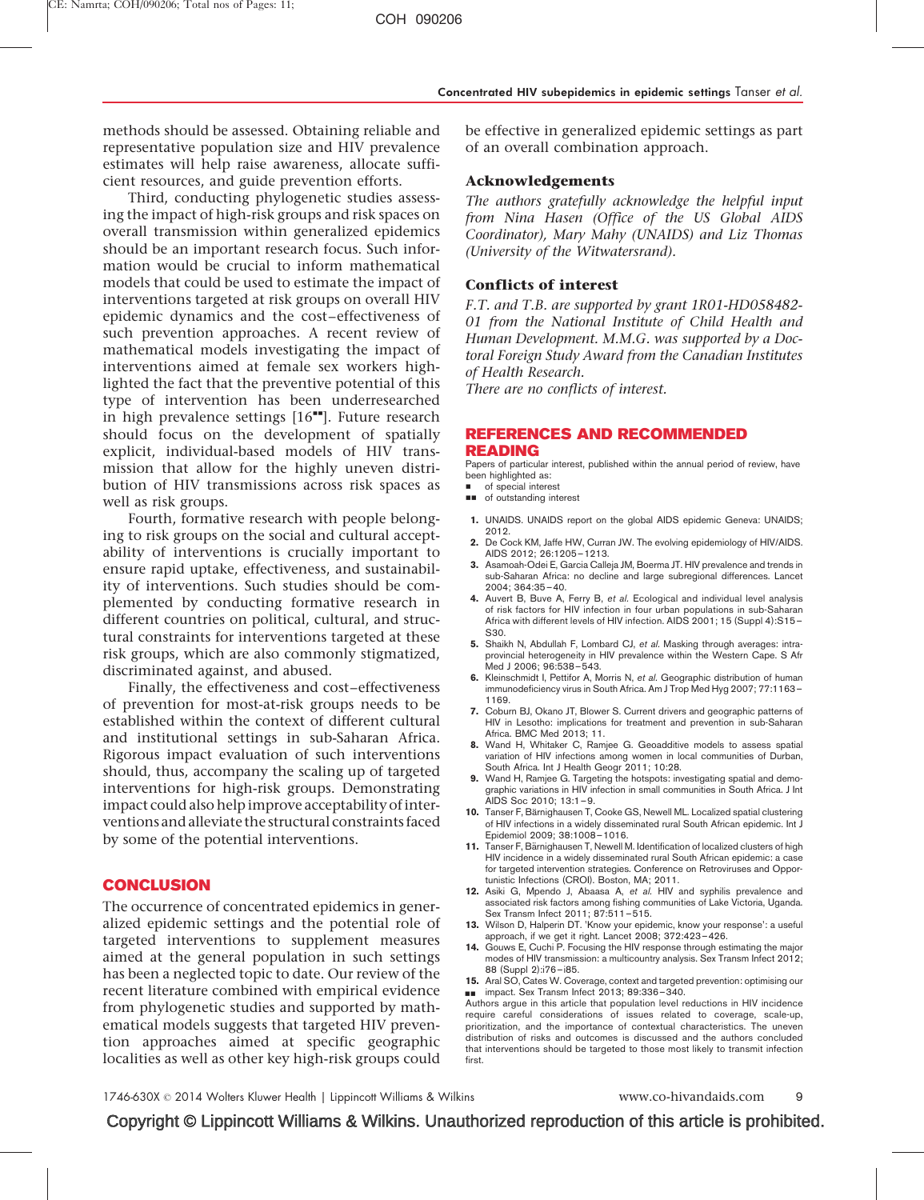methods should be assessed. Obtaining reliable and representative population size and HIV prevalence estimates will help raise awareness, allocate sufficient resources, and guide prevention efforts.

Third, conducting phylogenetic studies assessing the impact of high-risk groups and risk spaces on overall transmission within generalized epidemics should be an important research focus. Such information would be crucial to inform mathematical models that could be used to estimate the impact of interventions targeted at risk groups on overall HIV epidemic dynamics and the cost–effectiveness of such prevention approaches. A recent review of mathematical models investigating the impact of interventions aimed at female sex workers highlighted the fact that the preventive potential of this type of intervention has been underresearched in high prevalence settings [16■■]. Future research should focus on the development of spatially explicit, individual-based models of HIV transmission that allow for the highly uneven distribution of HIV transmissions across risk spaces as well as risk groups.

Fourth, formative research with people belonging to risk groups on the social and cultural acceptability of interventions is crucially important to ensure rapid uptake, effectiveness, and sustainability of interventions. Such studies should be complemented by conducting formative research in different countries on political, cultural, and structural constraints for interventions targeted at these risk groups, which are also commonly stigmatized, discriminated against, and abused.

Finally, the effectiveness and cost–effectiveness of prevention for most-at-risk groups needs to be established within the context of different cultural and institutional settings in sub-Saharan Africa. Rigorous impact evaluation of such interventions should, thus, accompany the scaling up of targeted interventions for high-risk groups. Demonstrating impact could also help improve acceptability of interventions and alleviate the structural constraints faced by some of the potential interventions.

## CONCLUSION

The occurrence of concentrated epidemics in generalized epidemic settings and the potential role of targeted interventions to supplement measures aimed at the general population in such settings has been a neglected topic to date. Our review of the recent literature combined with empirical evidence from phylogenetic studies and supported by mathematical models suggests that targeted HIV prevention approaches aimed at specific geographic localities as well as other key high-risk groups could be effective in generalized epidemic settings as part of an overall combination approach.

### Acknowledgements

*The authors gratefully acknowledge the helpful input from Nina Hasen (Office of the US Global AIDS Coordinator), Mary Mahy (UNAIDS) and Liz Thomas (University of the Witwatersrand).*

### Conflicts of interest

*F.T. and T.B. are supported by grant 1R01-HD058482-01 from the National Institute of Child Health and Human Development. M.M.G. was supported by a Doctoral Foreign Study Award from the Canadian Institutes of Health Research.*

*There are no conflicts of interest.*

## REFERENCES AND RECOMMENDED READING

Papers of particular interest, published within the annual period of review, have been highlighted as:

- ■ of special interest
- ■■ of outstanding interest

1. UNAIDS. UNAIDS report on the global AIDS epidemic Geneva: UNAIDS; 2012.
2. De Cock KM, Jaffe HW, Curran JW. The evolving epidemiology of HIV/AIDS. AIDS 2012; 26:1205–1213.
3. Asamoah-Odei E, Garcia Calleja JM, Boerma JT. HIV prevalence and trends in sub-Saharan Africa: no decline and large subregional differences. Lancet 2004; 364:35–40.
4. Auvert B, Buve A, Ferry B, *et al.* Ecological and individual level analysis of risk factors for HIV infection in four urban populations in sub-Saharan Africa with different levels of HIV infection. AIDS 2001; 15 (Suppl 4):S15–S30.
5. Shaikh N, Abdullah F, Lombard CJ, *et al.* Masking through averages: intraprovincial heterogeneity in HIV prevalence within the Western Cape. S Afr Med J 2006; 96:538–543.
6. Kleinschmidt I, Pettifor A, Morris N, *et al.* Geographic distribution of human immunodeficiency virus in South Africa. Am J Trop Med Hyg 2007; 77:1163–1169.
7. Coburn BJ, Okano JT, Blower S. Current drivers and geographic patterns of HIV in Lesotho: implications for treatment and prevention in sub-Saharan Africa. BMC Med 2013; 11.
8. Wand H, Whitaker C, Ramjee G. Geoadditive models to assess spatial variation of HIV infections among women in local communities of Durban, South Africa. Int J Health Geogr 2011; 10:28.
9. Wand H, Ramjee G. Targeting the hotspots: investigating spatial and demographic variations in HIV infection in small communities in South Africa. J Int AIDS Soc 2010; 13:1–9.
10. Tanser F, Bärnighausen T, Cooke GS, Newell ML. Localized spatial clustering of HIV infections in a widely disseminated rural South African epidemic. Int J Epidemiol 2009; 38:1008–1016.
11. Tanser F, Bärnighausen T, Newell M. Identification of localized clusters of high HIV incidence in a widely disseminated rural South African epidemic: a case for targeted intervention strategies. Conference on Retroviruses and Opportunistic Infections (CROI). Boston, MA; 2011.
12. Asiki G, Mpendo J, Abaasa A, *et al.* HIV and syphilis prevalence and associated risk factors among fishing communities of Lake Victoria, Uganda. Sex Transm Infect 2011; 87:511–515.
13. Wilson D, Halperin DT. 'Know your epidemic, know your response': a useful approach, if we get it right. Lancet 2008; 372:423–426.
14. Gouws E, Cuchi P. Focusing the HIV response through estimating the major modes of HIV transmission: a multicountry analysis. Sex Transm Infect 2012; 88 (Suppl 2):i76–i85.
15. ■■ Aral SO, Cates W. Coverage, context and targeted prevention: optimising our impact. Sex Transm Infect 2013; 89:336–340.

Authors argue in this article that population level reductions in HIV incidence require careful considerations of issues related to coverage, scale-up, prioritization, and the importance of contextual characteristics. The uneven distribution of risks and outcomes is discussed and the authors concluded that interventions should be targeted to those most likely to transmit infection first.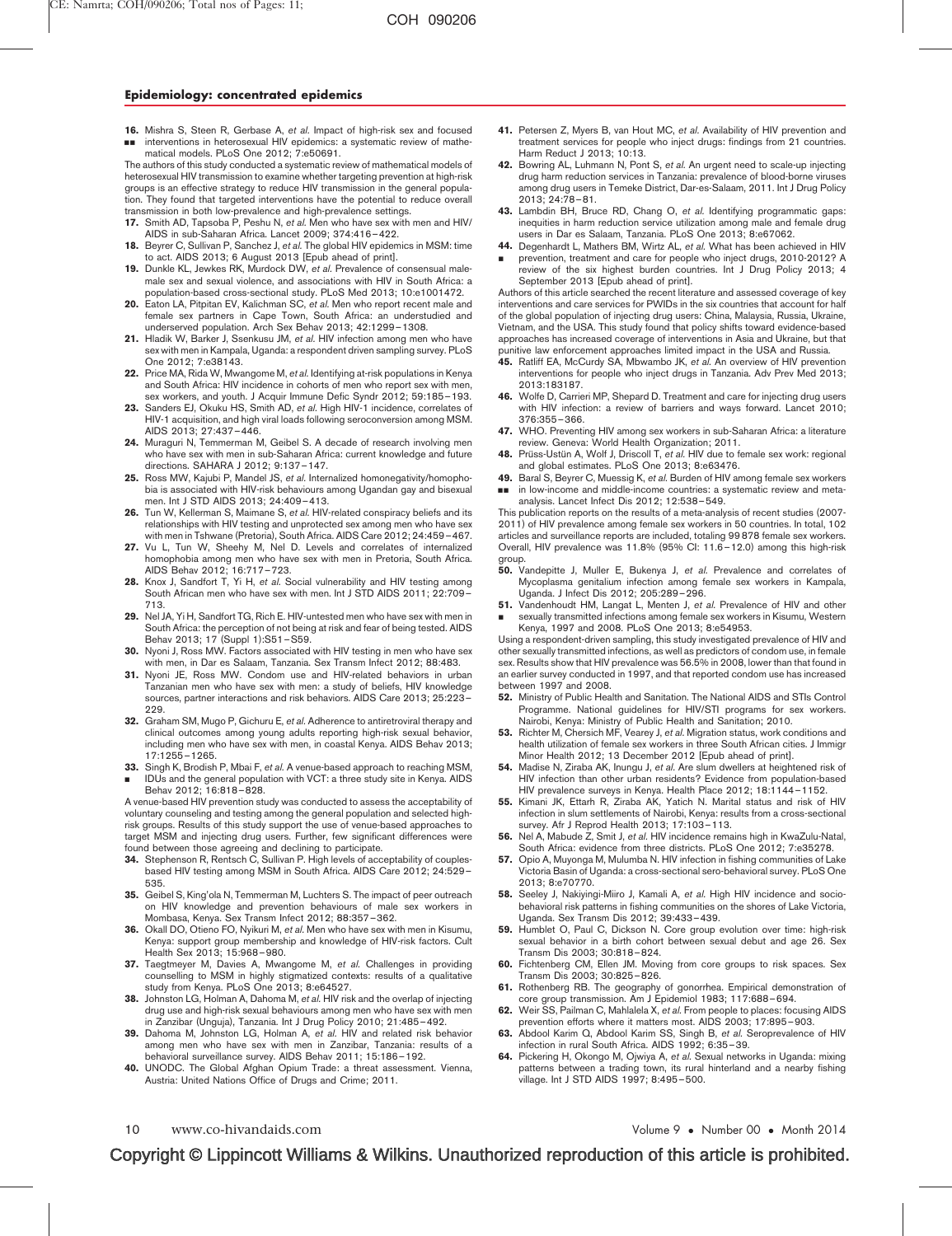16. Mishra S, Steen R, Gerbase A, *et al.* Impact of high-risk sex and focused ■■ interventions in heterosexual HIV epidemics: a systematic review of mathematical models. PLoS One 2012; 7:e50691.

The authors of this study conducted a systematic review of mathematical models of heterosexual HIV transmission to examine whether targeting prevention at high-risk groups is an effective strategy to reduce HIV transmission in the general population. They found that targeted interventions have the potential to reduce overall transmission in both low-prevalence and high-prevalence settings.

17. Smith AD, Tapsoba P, Peshu N, *et al.* Men who have sex with men and HIV/AIDS in sub-Saharan Africa. Lancet 2009; 374:416–422.
18. Beyrer C, Sullivan P, Sanchez J, *et al.* The global HIV epidemics in MSM: time to act. AIDS 2013; 6 August 2013 [Epub ahead of print].
19. Dunkle KL, Jewkes RK, Murdock DW, *et al.* Prevalence of consensual male-male sex and sexual violence, and associations with HIV in South Africa: a population-based cross-sectional study. PLoS Med 2013; 10:e1001472.
20. Eaton LA, Pitpitan EV, Kalichman SC, *et al.* Men who report recent male and female sex partners in Cape Town, South Africa: an understudied and underserved population. Arch Sex Behav 2013; 42:1299–1308.
21. Hladik W, Barker J, Ssenkusu JM, *et al.* HIV infection among men who have sex with men in Kampala, Uganda: a respondent driven sampling survey. PLoS One 2012; 7:e38143.
22. Price MA, Rida W, Mwangome M, *et al.* Identifying at-risk populations in Kenya and South Africa: HIV incidence in cohorts of men who report sex with men, sex workers, and youth. J Acquir Immune Defic Syndr 2012; 59:185–193.
23. Sanders EJ, Okuku HS, Smith AD, *et al.* High HIV-1 incidence, correlates of HIV-1 acquisition, and high viral loads following seroconversion among MSM. AIDS 2013; 27:437–446.
24. Muraguri N, Temmerman M, Geibel S. A decade of research involving men who have sex with men in sub-Saharan Africa: current knowledge and future directions. SAHARA J 2012; 9:137–147.
25. Ross MW, Kajubi P, Mandel JS, *et al.* Internalized homonegativity/homophobia is associated with HIV-risk behaviours among Ugandan gay and bisexual men. Int J STD AIDS 2013; 24:409–413.
26. Tun W, Kellerman S, Maimane S, *et al.* HIV-related conspiracy beliefs and its relationships with HIV testing and unprotected sex among men who have sex with men in Tshwane (Pretoria), South Africa. AIDS Care 2012; 24:459–467.
27. Vu L, Tun W, Sheehy M, Nel D. Levels and correlates of internalized homophobia among men who have sex with men in Pretoria, South Africa. AIDS Behav 2012; 16:717–723.
28. Knox J, Sandfort T, Yi H, *et al.* Social vulnerability and HIV testing among South African men who have sex with men. Int J STD AIDS 2011; 22:709–713.
29. Nel JA, Yi H, Sandfort TG, Rich E. HIV-untested men who have sex with men in South Africa: the perception of not being at risk and fear of being tested. AIDS Behav 2013; 17 (Suppl 1):S51–S59.
30. Nyoni J, Ross MW. Factors associated with HIV testing in men who have sex with men, in Dar es Salaam, Tanzania. Sex Transm Infect 2012; 88:A483.
31. Nyoni JE, Ross MW. Condom use and HIV-related behaviors in urban Tanzanian men who have sex with men: a study of beliefs, HIV knowledge sources, partner interactions and risk behaviors. AIDS Care 2013; 25:223–229.
32. Graham SM, Mugo P, Gichuru E, *et al.* Adherence to antiretroviral therapy and clinical outcomes among young adults reporting high-risk sexual behavior, including men who have sex with men, in coastal Kenya. AIDS Behav 2013; 17:1255–1265.
33. Singh K, Brodish P, Mbai F, *et al.* A venue-based approach to reaching MSM, ■ IDUs and the general population with VCT: a three study site in Kenya. AIDS Behav 2012; 16:818–828.

A venue-based HIV prevention study was conducted to assess the acceptability of voluntary counseling and testing among the general population and selected high-risk groups. Results of this study support the use of venue-based approaches to target MSM and injecting drug users. Further, few significant differences were found between those agreeing and declining to participate.

34. Stephenson R, Rentsch C, Sullivan P. High levels of acceptability of couples-based HIV testing among MSM in South Africa. AIDS Care 2012; 24:529–535.
35. Geibel S, King'ola N, Temmerman M, Luchters S. The impact of peer outreach on HIV knowledge and prevention behaviours of male sex workers in Mombasa, Kenya. Sex Transm Infect 2012; 88:357–362.
36. Okall DO, Otieno FO, Nyikuri M, *et al.* Men who have sex with men in Kisumu, Kenya: support group membership and knowledge of HIV-risk factors. Cult Health Sex 2013; 15:968–980.
37. Taegtmeyer M, Davies A, Mwangome M, *et al.* Challenges in providing counselling to MSM in highly stigmatized contexts: results of a qualitative study from Kenya. PLoS One 2013; 8:e64527.
38. Johnston LG, Holman A, Dahoma M, *et al.* HIV risk and the overlap of injecting drug use and high-risk sexual behaviours among men who have sex with men in Zanzibar (Unguja), Tanzania. Int J Drug Policy 2010; 21:485–492.
39. Dahoma M, Johnston LG, Holman A, *et al.* HIV and related risk behavior among men who have sex with men in Zanzibar, Tanzania: results of a behavioral surveillance survey. AIDS Behav 2011; 15:186–192.
40. UNODC. The Global Afghan Opium Trade: a threat assessment. Vienna, Austria: United Nations Office of Drugs and Crime; 2011.
41. Petersen Z, Myers B, van Hout MC, *et al.* Availability of HIV prevention and treatment services for people who inject drugs: findings from 21 countries. Harm Reduct J 2013; 10:13.
42. Bowring AL, Luhmann N, Pont S, *et al.* An urgent need to scale-up injecting drug harm reduction services in Tanzania: prevalence of blood-borne viruses among drug users in Temeke District, Dar-es-Salaam, 2011. Int J Drug Policy 2013; 24:78–81.
43. Lambdin BH, Bruce RD, Chang O, *et al.* Identifying programmatic gaps: inequities in harm reduction service utilization among male and female drug users in Dar es Salaam, Tanzania. PLoS One 2013; 8:e67062.
44. Degenhardt L, Mathers BM, Wirtz AL, *et al.* What has been achieved in HIV ■ prevention, treatment and care for people who inject drugs, 2010-2012? A review of the six highest burden countries. Int J Drug Policy 2013; 4 September 2013 [Epub ahead of print].

Authors of this article searched the recent literature and assessed coverage of key interventions and care services for PWIDs in the six countries that account for half of the global population of injecting drug users: China, Malaysia, Russia, Ukraine, Vietnam, and the USA. This study found that policy shifts toward evidence-based approaches has increased coverage of interventions in Asia and Ukraine, but that punitive law enforcement approaches limited impact in the USA and Russia.

45. Ratliff EA, McCurdy SA, Mbwambo JK, *et al.* An overview of HIV prevention interventions for people who inject drugs in Tanzania. Adv Prev Med 2013; 2013:183187.
46. Wolfe D, Carrieri MP, Shepard D. Treatment and care for injecting drug users with HIV infection: a review of barriers and ways forward. Lancet 2010; 376:355–366.
47. WHO. Preventing HIV among sex workers in sub-Saharan Africa: a literature review. Geneva: World Health Organization; 2011.
48. Prüss-Ustün A, Wolf J, Driscoll T, *et al.* HIV due to female sex work: regional and global estimates. PLoS One 2013; 8:e63476.
49. Baral S, Beyrer C, Muessig K, *et al.* Burden of HIV among female sex workers ■■ in low-income and middle-income countries: a systematic review and meta-analysis. Lancet Infect Dis 2012; 12:538–549.

This publication reports on the results of a meta-analysis of recent studies (2007-2011) of HIV prevalence among female sex workers in 50 countries. In total, 102 articles and surveillance reports are included, totaling 99 878 female sex workers. Overall, HIV prevalence was 11.8% (95% CI: 11.6–12.0) among this high-risk group.

50. Vandepitte J, Muller E, Bukenya J, *et al.* Prevalence and correlates of Mycoplasma genitalium infection among female sex workers in Kampala, Uganda. J Infect Dis 2012; 205:289–296.
51. Vandenhoudt HM, Langat L, Menten J, *et al.* Prevalence of HIV and other ■ sexually transmitted infections among female sex workers in Kisumu, Western Kenya, 1997 and 2008. PLoS One 2013; 8:e54953.

Using a respondent-driven sampling, this study investigated prevalence of HIV and other sexually transmitted infections, as well as predictors of condom use, in female sex. Results show that HIV prevalence was 56.5% in 2008, lower than that found in an earlier survey conducted in 1997, and that reported condom use has increased between 1997 and 2008.

52. Ministry of Public Health and Sanitation. The National AIDS and STIs Control Programme. National guidelines for HIV/STI programs for sex workers. Nairobi, Kenya: Ministry of Public Health and Sanitation; 2010.
53. Richter M, Chersich MF, Vearey J, *et al.* Migration status, work conditions and health utilization of female sex workers in three South African cities. J Immigr Minor Health 2012; 13 December 2012 [Epub ahead of print].
54. Madise N, Ziraba AK, Inungu J, *et al.* Are slum dwellers at heightened risk of HIV infection than other urban residents? Evidence from population-based HIV prevalence surveys in Kenya. Health Place 2012; 18:1144–1152.
55. Kimani JK, Ettarh R, Ziraba AK, Yatich N. Marital status and risk of HIV infection in slum settlements of Nairobi, Kenya: results from a cross-sectional survey. Afr J Reprod Health 2013; 17:103–113.
56. Nel A, Mabude Z, Smit J, *et al.* HIV incidence remains high in KwaZulu-Natal, South Africa: evidence from three districts. PLoS One 2012; 7:e35278.
57. Opio A, Muyonga M, Mulumba N. HIV infection in fishing communities of Lake Victoria Basin of Uganda: a cross-sectional sero-behavioral survey. PLoS One 2013; 8:e70770.
58. Seeley J, Nakiyingi-Miiro J, Kamali A, *et al.* High HIV incidence and socio-behavioral risk patterns in fishing communities on the shores of Lake Victoria, Uganda. Sex Transm Dis 2012; 39:433–439.
59. Humblet O, Paul C, Dickson N. Core group evolution over time: high-risk sexual behavior in a birth cohort between sexual debut and age 26. Sex Transm Dis 2003; 30:818–824.
60. Fichtenberg CM, Ellen JM. Moving from core groups to risk spaces. Sex Transm Dis 2003; 30:825–826.
61. Rothenberg RB. The geography of gonorrhea. Empirical demonstration of core group transmission. Am J Epidemiol 1983; 117:688–694.
62. Weir SS, Pailman C, Mahlalela X, *et al.* From people to places: focusing AIDS prevention efforts where it matters most. AIDS 2003; 17:895–903.
63. Abdool Karim Q, Abdool Karim SS, Singh B, *et al.* Seroprevalence of HIV infection in rural South Africa. AIDS 1992; 6:35–39.
64. Pickering H, Okongo M, Ojwiya A, *et al.* Sexual networks in Uganda: mixing patterns between a trading town, its rural hinterland and a nearby fishing village. Int J STD AIDS 1997; 8:495–500.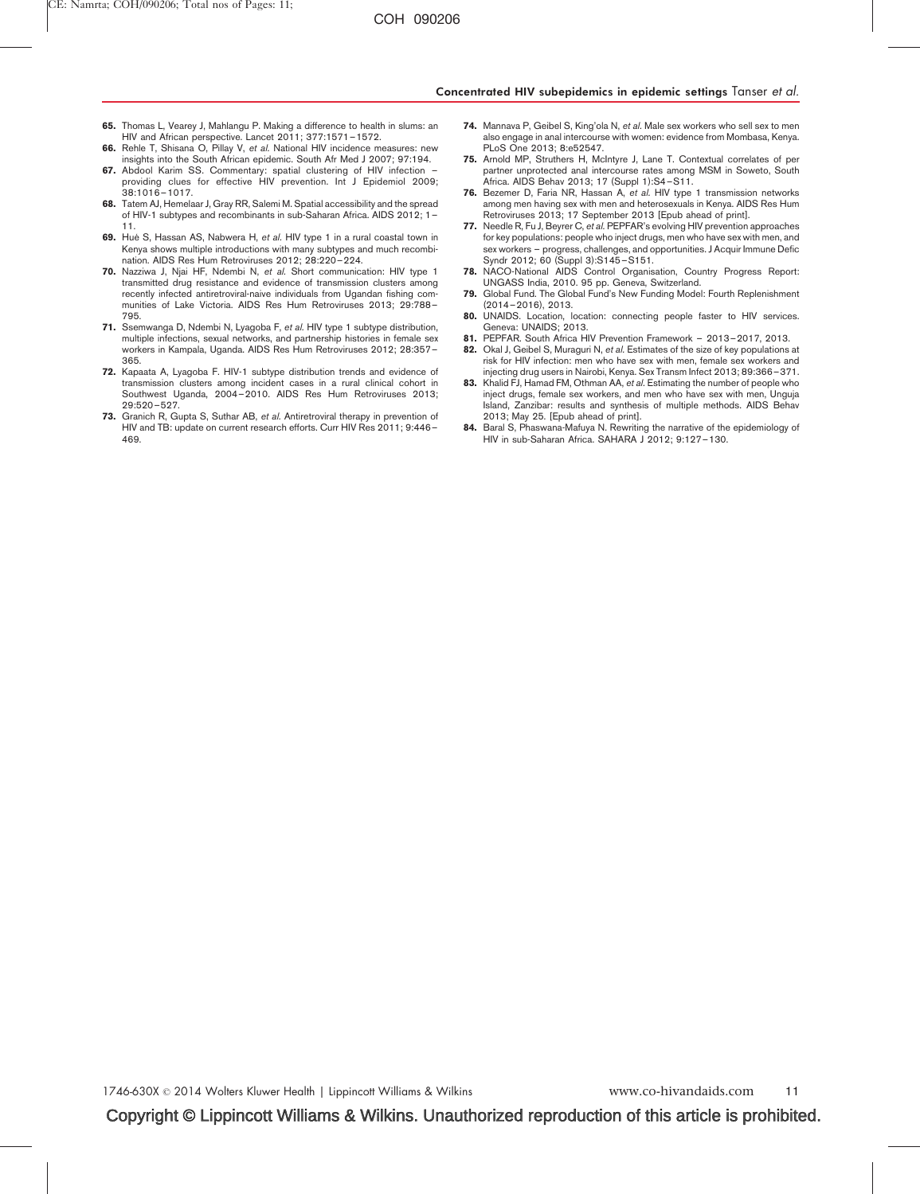65. Thomas L, Vearey J, Mahlangu P. Making a difference to health in slums: an HIV and African perspective. Lancet 2011; 377:1571–1572.
66. Rehle T, Shisana O, Pillay V, *et al.* National HIV incidence measures: new insights into the South African epidemic. South Afr Med J 2007; 97:194.
67. Abdool Karim SS. Commentary: spatial clustering of HIV infection – providing clues for effective HIV prevention. Int J Epidemiol 2009; 38:1016–1017.
68. Tatem AJ, Hemelaar J, Gray RR, Salemi M. Spatial accessibility and the spread of HIV-1 subtypes and recombinants in sub-Saharan Africa. AIDS 2012; 1–11.
69. Huè S, Hassan AS, Nabwera H, *et al.* HIV type 1 in a rural coastal town in Kenya shows multiple introductions with many subtypes and much recombination. AIDS Res Hum Retroviruses 2012; 28:220–224.
70. Nazziwa J, Njai HF, Ndembi N, *et al.* Short communication: HIV type 1 transmitted drug resistance and evidence of transmission clusters among recently infected antiretroviral-naive individuals from Ugandan fishing communities of Lake Victoria. AIDS Res Hum Retroviruses 2013; 29:788–795.
71. Ssemwanga D, Ndembi N, Lyagoba F, *et al.* HIV type 1 subtype distribution, multiple infections, sexual networks, and partnership histories in female sex workers in Kampala, Uganda. AIDS Res Hum Retroviruses 2012; 28:357–365.
72. Kapaata A, Lyagoba F. HIV-1 subtype distribution trends and evidence of transmission clusters among incident cases in a rural clinical cohort in Southwest Uganda, 2004–2010. AIDS Res Hum Retroviruses 2013; 29:520–527.
73. Granich R, Gupta S, Suthar AB, *et al.* Antiretroviral therapy in prevention of HIV and TB: update on current research efforts. Curr HIV Res 2011; 9:446–469.
74. Mannava P, Geibel S, King'ola N, *et al.* Male sex workers who sell sex to men also engage in anal intercourse with women: evidence from Mombasa, Kenya. PLoS One 2013; 8:e52547.
75. Arnold MP, Struthers H, McIntyre J, Lane T. Contextual correlates of per partner unprotected anal intercourse rates among MSM in Soweto, South Africa. AIDS Behav 2013; 17 (Suppl 1):S4–S11.
76. Bezemer D, Faria NR, Hassan A, *et al.* HIV type 1 transmission networks among men having sex with men and heterosexuals in Kenya. AIDS Res Hum Retroviruses 2013; 17 September 2013 [Epub ahead of print].
77. Needle R, Fu J, Beyrer C, *et al.* PEPFAR's evolving HIV prevention approaches for key populations: people who inject drugs, men who have sex with men, and sex workers – progress, challenges, and opportunities. J Acquir Immune Defic Syndr 2012; 60 (Suppl 3):S145–S151.
78. NACO-National AIDS Control Organisation, Country Progress Report: UNGASS India, 2010. 95 pp. Geneva, Switzerland.
79. Global Fund. The Global Fund's New Funding Model: Fourth Replenishment (2014–2016), 2013.
80. UNAIDS. Location, location: connecting people faster to HIV services. Geneva: UNAIDS; 2013.
81. PEPFAR. South Africa HIV Prevention Framework – 2013–2017, 2013.
82. Okal J, Geibel S, Muraguri N, *et al.* Estimates of the size of key populations at risk for HIV infection: men who have sex with men, female sex workers and injecting drug users in Nairobi, Kenya. Sex Transm Infect 2013; 89:366–371.
83. Khalid FJ, Hamad FM, Othman AA, *et al.* Estimating the number of people who inject drugs, female sex workers, and men who have sex with men, Unguja Island, Zanzibar: results and synthesis of multiple methods. AIDS Behav 2013; May 25. [Epub ahead of print].
84. Baral S, Phaswana-Mafuya N. Rewriting the narrative of the epidemiology of HIV in sub-Saharan Africa. SAHARA J 2012; 9:127–130.